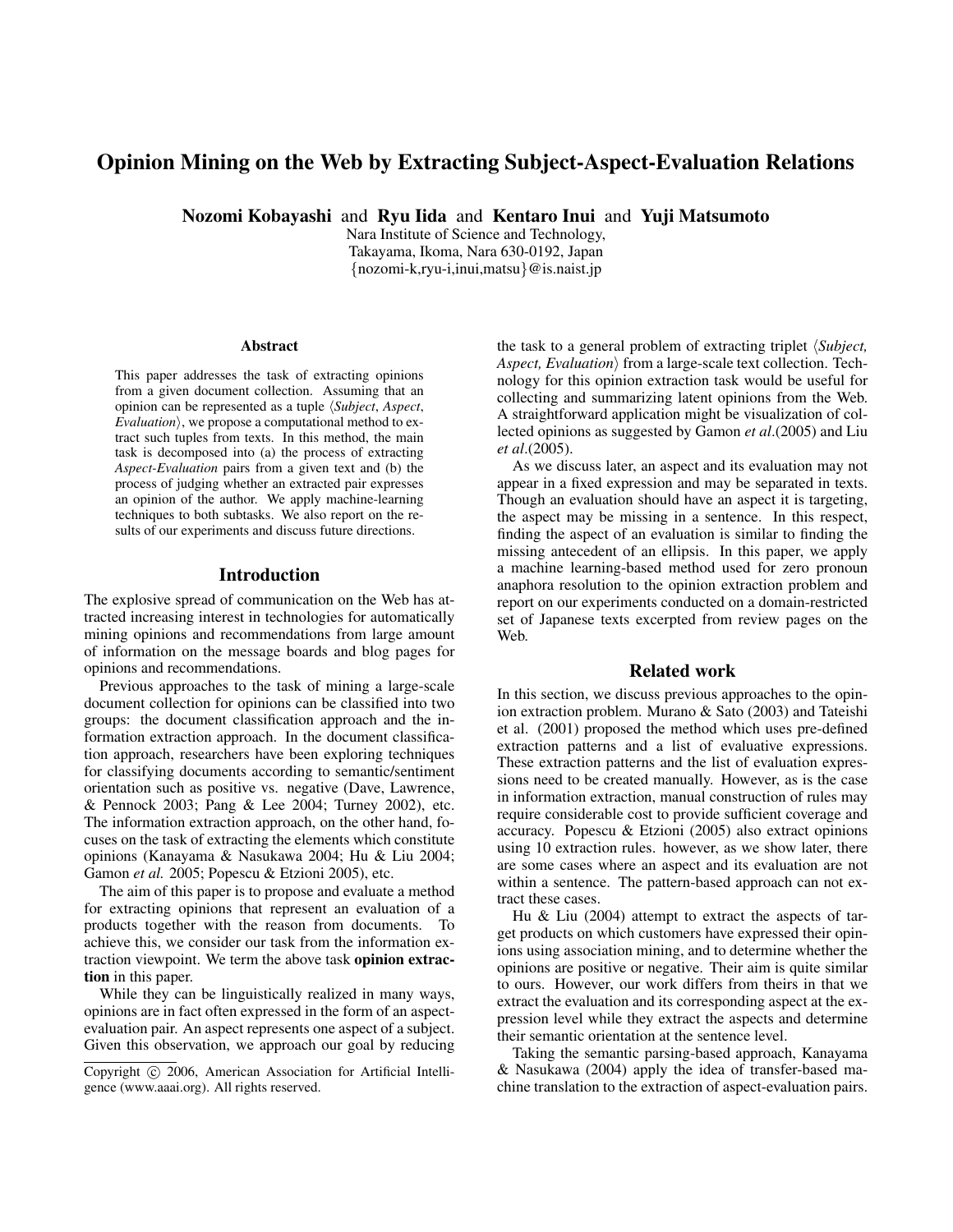# Opinion Mining on the Web by Extracting Subject-Aspect-Evaluation Relations

**Nozomi Kobayashi** and **Ryu Iida** and **Kentaro Inui** and **Yuji Matsumoto**

Nara Institute of Science and Technology,
Takayama, Ikoma, Nara 630-0192, Japan
{nozomi-k,ryu-i,inui,matsu}@is.naist.jp

## Abstract

This paper addresses the task of extracting opinions from a given document collection. Assuming that an opinion can be represented as a tuple ⟨*Subject*, *Aspect*, *Evaluation*⟩, we propose a computational method to extract such tuples from texts. In this method, the main task is decomposed into (a) the process of extracting *Aspect-Evaluation* pairs from a given text and (b) the process of judging whether an extracted pair expresses an opinion of the author. We apply machine-learning techniques to both subtasks. We also report on the results of our experiments and discuss future directions.

## Introduction

The explosive spread of communication on the Web has attracted increasing interest in technologies for automatically mining opinions and recommendations from large amount of information on the message boards and blog pages for opinions and recommendations.

Previous approaches to the task of mining a large-scale document collection for opinions can be classified into two groups: the document classification approach and the information extraction approach. In the document classification approach, researchers have been exploring techniques for classifying documents according to semantic/sentiment orientation such as positive vs. negative (Dave, Lawrence, & Pennock 2003; Pang & Lee 2004; Turney 2002), etc. The information extraction approach, on the other hand, focuses on the task of extracting the elements which constitute opinions (Kanayama & Nasukawa 2004; Hu & Liu 2004; Gamon *et al.* 2005; Popescu & Etzioni 2005), etc.

The aim of this paper is to propose and evaluate a method for extracting opinions that represent an evaluation of a products together with the reason from documents. To achieve this, we consider our task from the information extraction viewpoint. We term the above task **opinion extraction** in this paper.

While they can be linguistically realized in many ways, opinions are in fact often expressed in the form of an aspect-evaluation pair. An aspect represents one aspect of a subject. Given this observation, we approach our goal by reducing the task to a general problem of extracting triplet ⟨*Subject, Aspect, Evaluation*⟩ from a large-scale text collection. Technology for this opinion extraction task would be useful for collecting and summarizing latent opinions from the Web. A straightforward application might be visualization of collected opinions as suggested by Gamon *et al.*(2005) and Liu *et al.*(2005).

As we discuss later, an aspect and its evaluation may not appear in a fixed expression and may be separated in texts. Though an evaluation should have an aspect it is targeting, the aspect may be missing in a sentence. In this respect, finding the aspect of an evaluation is similar to finding the missing antecedent of an ellipsis. In this paper, we apply a machine learning-based method used for zero pronoun anaphora resolution to the opinion extraction problem and report on our experiments conducted on a domain-restricted set of Japanese texts excerpted from review pages on the Web.

## Related work

In this section, we discuss previous approaches to the opinion extraction problem. Murano & Sato (2003) and Tateishi et al. (2001) proposed the method which uses pre-defined extraction patterns and a list of evaluative expressions. These extraction patterns and the list of evaluation expressions need to be created manually. However, as is the case in information extraction, manual construction of rules may require considerable cost to provide sufficient coverage and accuracy. Popescu & Etzioni (2005) also extract opinions using 10 extraction rules. however, as we show later, there are some cases where an aspect and its evaluation are not within a sentence. The pattern-based approach can not extract these cases.

Hu & Liu (2004) attempt to extract the aspects of target products on which customers have expressed their opinions using association mining, and to determine whether the opinions are positive or negative. Their aim is quite similar to ours. However, our work differs from theirs in that we extract the evaluation and its corresponding aspect at the expression level while they extract the aspects and determine their semantic orientation at the sentence level.

Taking the semantic parsing-based approach, Kanayama & Nasukawa (2004) apply the idea of transfer-based machine translation to the extraction of aspect-evaluation pairs.

Copyright © 2006, American Association for Artificial Intelligence (www.aaai.org). All rights reserved.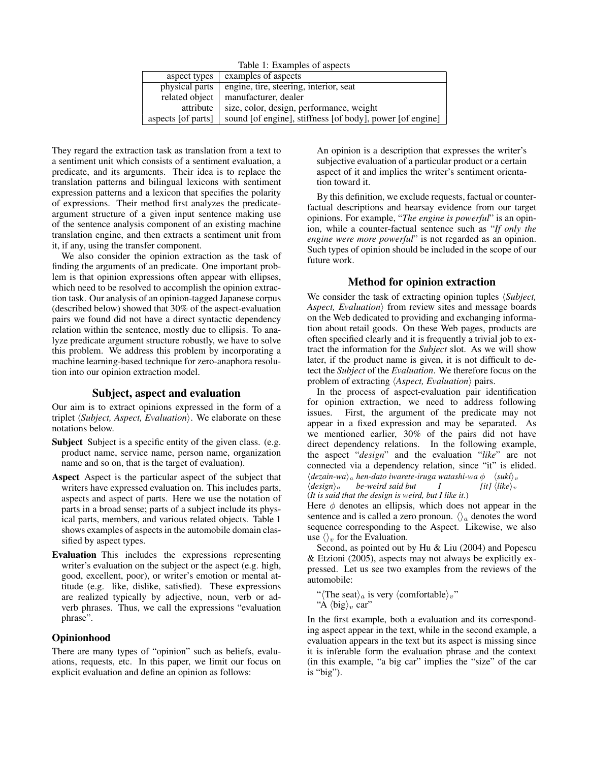Table 1: Examples of aspects

| aspect types | examples of aspects |
|---|---|
| physical parts | engine, tire, steering, interior, seat |
| related object | manufacturer, dealer |
| attribute | size, color, design, performance, weight |
| aspects [of parts] | sound [of engine], stiffness [of body], power [of engine] |

They regard the extraction task as translation from a text to a sentiment unit which consists of a sentiment evaluation, a predicate, and its arguments. Their idea is to replace the translation patterns and bilingual lexicons with sentiment expression patterns and a lexicon that specifies the polarity of expressions. Their method first analyzes the predicate-argument structure of a given input sentence making use of the sentence analysis component of an existing machine translation engine, and then extracts a sentiment unit from it, if any, using the transfer component.

We also consider the opinion extraction as the task of finding the arguments of an predicate. One important problem is that opinion expressions often appear with ellipses, which need to be resolved to accomplish the opinion extraction task. Our analysis of an opinion-tagged Japanese corpus (described below) showed that 30% of the aspect-evaluation pairs we found did not have a direct syntactic dependency relation within the sentence, mostly due to ellipsis. To analyze predicate argument structure robustly, we have to solve this problem. We address this problem by incorporating a machine learning-based technique for zero-anaphora resolution into our opinion extraction model.

## Subject, aspect and evaluation

Our aim is to extract opinions expressed in the form of a triplet ⟨*Subject, Aspect, Evaluation*⟩. We elaborate on these notations below.

**Subject** Subject is a specific entity of the given class. (e.g. product name, service name, person name, organization name and so on, that is the target of evaluation).

**Aspect** Aspect is the particular aspect of the subject that writers have expressed evaluation on. This includes parts, aspects and aspect of parts. Here we use the notation of parts in a broad sense; parts of a subject includes its physical parts, members, and various related objects. Table 1 shows examples of aspects in the automobile domain classified by aspect types.

**Evaluation** This includes the expressions representing writer's evaluation on the subject or the aspect (e.g. high, good, excellent, poor), or writer's emotion or mental attitude (e.g. like, dislike, satisfied). These expressions are realized typically by adjective, noun, verb or adverb phrases. Thus, we call the expressions "evaluation phrase".

### Opinionhood

There are many types of "opinion" such as beliefs, evaluations, requests, etc. In this paper, we limit our focus on explicit evaluation and define an opinion as follows:

> An opinion is a description that expresses the writer's subjective evaluation of a particular product or a certain aspect of it and implies the writer's sentiment orientation toward it.

By this definition, we exclude requests, factual or counter-factual descriptions and hearsay evidence from our target opinions. For example, "*The engine is powerful*" is an opinion, while a counter-factual sentence such as "*If only the engine were more powerful*" is not regarded as an opinion. Such types of opinion should be included in the scope of our future work.

## Method for opinion extraction

We consider the task of extracting opinion tuples ⟨*Subject, Aspect, Evaluation*⟩ from review sites and message boards on the Web dedicated to providing and exchanging information about retail goods. On these Web pages, products are often specified clearly and it is frequently a trivial job to extract the information for the *Subject* slot. As we will show later, if the product name is given, it is not difficult to detect the *Subject* of the *Evaluation*. We therefore focus on the problem of extracting ⟨*Aspect, Evaluation*⟩ pairs.

In the process of aspect-evaluation pair identification for opinion extraction, we need to address following issues. First, the argument of the predicate may not appear in a fixed expression and may be separated. As we mentioned earlier, 30% of the pairs did not have direct dependency relations. In the following example, the aspect "*design*" and the evaluation "*like*" are not connected via a dependency relation, since "it" is elided.

$\langle$*dezain-wa*$\rangle_a$ *hen-dato iwarete-iruga watashi-wa* $\phi$ $\langle$*suki*$\rangle_v$
$\langle$*design*$\rangle_a$ *be-weird said but* *I* *[it]* $\langle$*like*$\rangle_v$
(***It is said that the design is weird, but I like it.***)

Here $\phi$ denotes an ellipsis, which does not appear in the sentence and is called a zero pronoun. $\langle\rangle_a$ denotes the word sequence corresponding to the Aspect. Likewise, we also use $\langle\rangle_v$ for the Evaluation.

Second, as pointed out by Hu & Liu (2004) and Popescu & Etzioni (2005), aspects may not always be explicitly expressed. Let us see two examples from the reviews of the automobile:

"$\langle$The seat$\rangle_a$ is very $\langle$comfortable$\rangle_v$"
"A $\langle$big$\rangle_v$ car"

In the first example, both a evaluation and its corresponding aspect appear in the text, while in the second example, a evaluation appears in the text but its aspect is missing since it is inferable form the evaluation phrase and the context (in this example, "a big car" implies the "size" of the car is "big").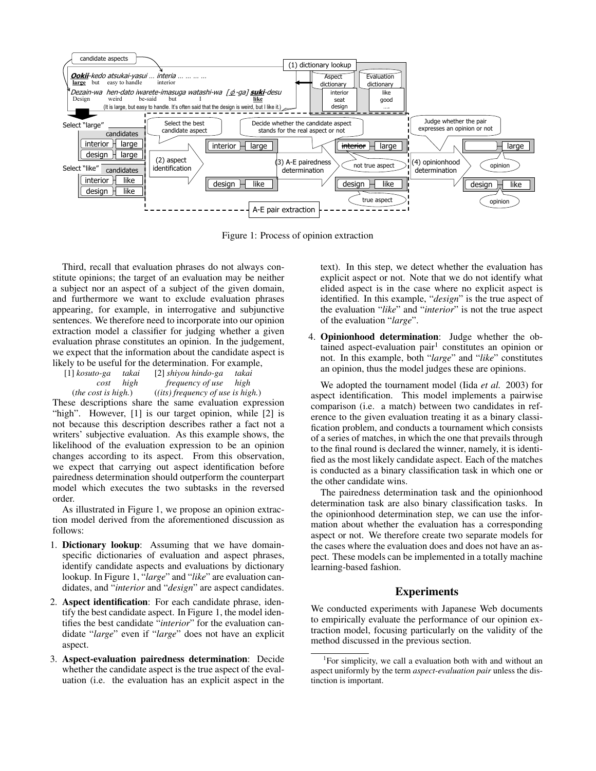Figure 1: Process of opinion extraction

Third, recall that evaluation phrases do not always constitute opinions; the target of an evaluation may be neither a subject nor an aspect of a subject of the given domain, and furthermore we want to exclude evaluation phrases appearing, for example, in interrogative and subjunctive sentences. We therefore need to incorporate into our opinion extraction model a classifier for judging whether a given evaluation phrase constitutes an opinion. In the judgement, we expect that the information about the candidate aspect is likely to be useful for the determination. For example,

[1] *kosuto-ga takai*
*cost high*
(*the cost is high.*)

[2] *shiyou hindo-ga takai*
*frequency of use high*
((*its*) *frequency of use is high.*)

These descriptions share the same evaluation expression "high". However, [1] is our target opinion, while [2] is not because this description describes rather a fact not a writers' subjective evaluation. As this example shows, the likelihood of the evaluation expression to be an opinion changes according to its aspect. From this observation, we expect that carrying out aspect identification before pairedness determination should outperform the counterpart model which executes the two subtasks in the reversed order.

As illustrated in Figure 1, we propose an opinion extraction model derived from the aforementioned discussion as follows:

1. **Dictionary lookup**: Assuming that we have domain-specific dictionaries of evaluation and aspect phrases, identify candidate aspects and evaluations by dictionary lookup. In Figure 1, "*large*" and "*like*" are evaluation candidates, and "*interior* and "*design*" are aspect candidates.
2. **Aspect identification**: For each candidate phrase, identify the best candidate aspect. In Figure 1, the model identifies the best candidate "*interior*" for the evaluation candidate "*large*" even if "*large*" does not have an explicit aspect.
3. **Aspect-evaluation pairedness determination**: Decide whether the candidate aspect is the true aspect of the evaluation (i.e. the evaluation has an explicit aspect in the text). In this step, we detect whether the evaluation has explicit aspect or not. Note that we do not identify what elided aspect is in the case where no explicit aspect is identified. In this example, "*design*" is the true aspect of the evaluation "*like*" and "*interior*" is not the true aspect of the evaluation "*large*".
4. **Opinionhood determination**: Judge whether the obtained aspect-evaluation pair[1] constitutes an opinion or not. In this example, both "*large*" and "*like*" constitutes an opinion, thus the model judges these are opinions.

We adopted the tournament model (Iida *et al.* 2003) for aspect identification. This model implements a pairwise comparison (i.e. a match) between two candidates in reference to the given evaluation treating it as a binary classification problem, and conducts a tournament which consists of a series of matches, in which the one that prevails through to the final round is declared the winner, namely, it is identified as the most likely candidate aspect. Each of the matches is conducted as a binary classification task in which one or the other candidate wins.

The pairedness determination task and the opinionhood determination task are also binary classification tasks. In the opinionhood determination step, we can use the information about whether the evaluation has a corresponding aspect or not. We therefore create two separate models for the cases where the evaluation does and does not have an aspect. These models can be implemented in a totally machine learning-based fashion.

## Experiments

We conducted experiments with Japanese Web documents to empirically evaluate the performance of our opinion extraction model, focusing particularly on the validity of the method discussed in the previous section.

[1] For simplicity, we call a evaluation both with and without an aspect uniformly by the term *aspect-evaluation pair* unless the distinction is important.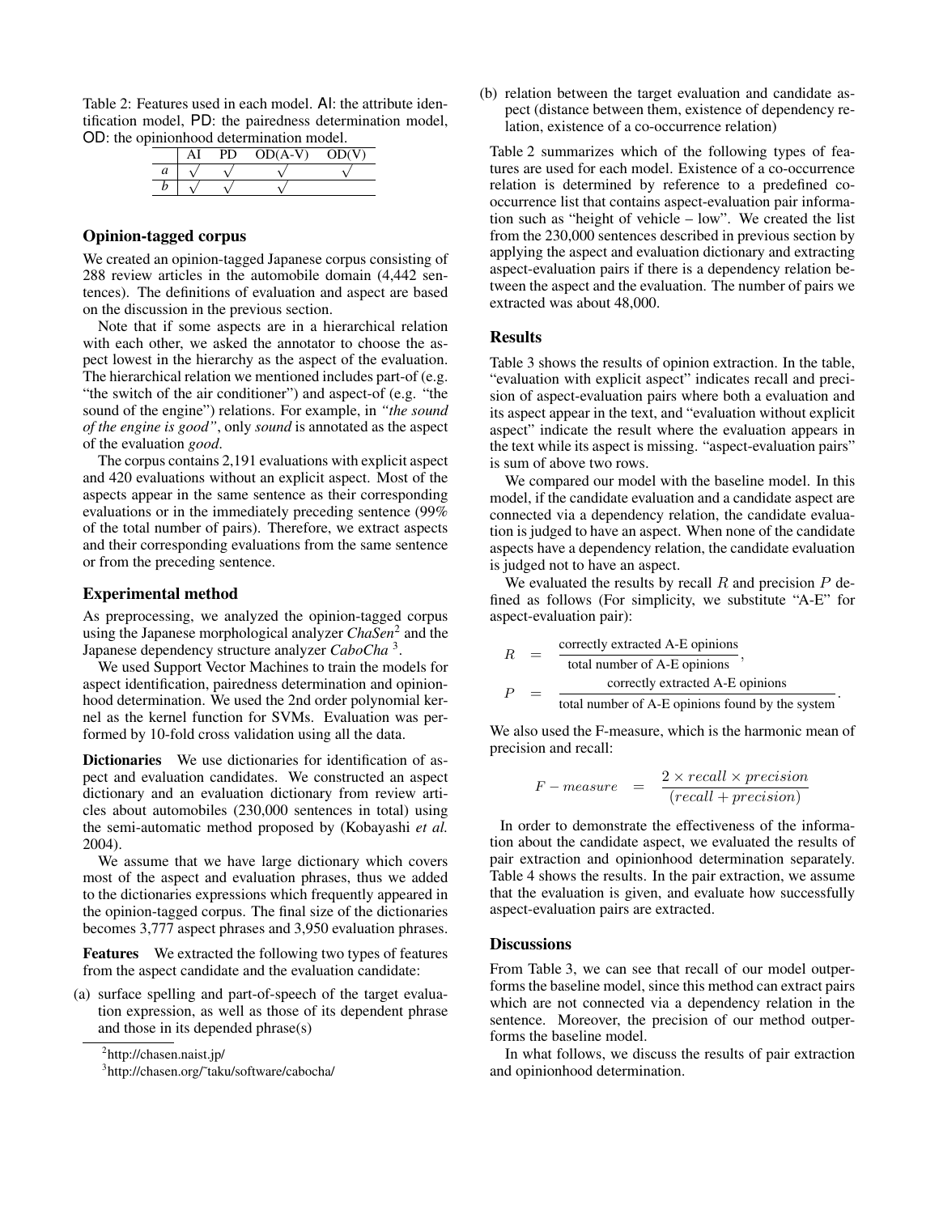Table 2: Features used in each model. AI: the attribute identification model, PD: the pairedness determination model, OD: the opinionhood determination model.

| | AI | PD | OD(A-V) | OD(V) |
|---|---|---|---|---|
| *a* | √ | √ | √ | √ |
| *b* | √ | √ | √ | |

### Opinion-tagged corpus

We created an opinion-tagged Japanese corpus consisting of 288 review articles in the automobile domain (4,442 sentences). The definitions of evaluation and aspect are based on the discussion in the previous section.

Note that if some aspects are in a hierarchical relation with each other, we asked the annotator to choose the aspect lowest in the hierarchy as the aspect of the evaluation. The hierarchical relation we mentioned includes part-of (e.g. "the switch of the air conditioner") and aspect-of (e.g. "the sound of the engine") relations. For example, in *"the sound of the engine is good"*, only *sound* is annotated as the aspect of the evaluation *good*.

The corpus contains 2,191 evaluations with explicit aspect and 420 evaluations without an explicit aspect. Most of the aspects appear in the same sentence as their corresponding evaluations or in the immediately preceding sentence (99% of the total number of pairs). Therefore, we extract aspects and their corresponding evaluations from the same sentence or from the preceding sentence.

### Experimental method

As preprocessing, we analyzed the opinion-tagged corpus using the Japanese morphological analyzer *ChaSen*[2] and the Japanese dependency structure analyzer *CaboCha*[3].

We used Support Vector Machines to train the models for aspect identification, pairedness determination and opinionhood determination. We used the 2nd order polynomial kernel as the kernel function for SVMs. Evaluation was performed by 10-fold cross validation using all the data.

**Dictionaries** We use dictionaries for identification of aspect and evaluation candidates. We constructed an aspect dictionary and an evaluation dictionary from review articles about automobiles (230,000 sentences in total) using the semi-automatic method proposed by (Kobayashi *et al.* 2004).

We assume that we have large dictionary which covers most of the aspect and evaluation phrases, thus we added to the dictionaries expressions which frequently appeared in the opinion-tagged corpus. The final size of the dictionaries becomes 3,777 aspect phrases and 3,950 evaluation phrases.

**Features** We extracted the following two types of features from the aspect candidate and the evaluation candidate:

(a) surface spelling and part-of-speech of the target evaluation expression, as well as those of its dependent phrase and those in its depended phrase(s)

(b) relation between the target evaluation and candidate aspect (distance between them, existence of dependency relation, existence of a co-occurrence relation)

Table 2 summarizes which of the following types of features are used for each model. Existence of a co-occurrence relation is determined by reference to a predefined co-occurrence list that contains aspect-evaluation pair information such as "height of vehicle – low". We created the list from the 230,000 sentences described in previous section by applying the aspect and evaluation dictionary and extracting aspect-evaluation pairs if there is a dependency relation between the aspect and the evaluation. The number of pairs we extracted was about 48,000.

[2] http://chasen.naist.jp/

[3] http://chasen.org/˜taku/software/cabocha/

### Results

Table 3 shows the results of opinion extraction. In the table, "evaluation with explicit aspect" indicates recall and precision of aspect-evaluation pairs where both a evaluation and its aspect appear in the text, and "evaluation without explicit aspect" indicate the result where the evaluation appears in the text while its aspect is missing. "aspect-evaluation pairs" is sum of above two rows.

We compared our model with the baseline model. In this model, if the candidate evaluation and a candidate aspect are connected via a dependency relation, the candidate evaluation is judged to have an aspect. When none of the candidate aspects have a dependency relation, the candidate evaluation is judged not to have an aspect.

We evaluated the results by recall $R$ and precision $P$ defined as follows (For simplicity, we substitute "A-E" for aspect-evaluation pair):

$$R = \frac{\text{correctly extracted A-E opinions}}{\text{total number of A-E opinions}},$$

$$P = \frac{\text{correctly extracted A-E opinions}}{\text{total number of A-E opinions found by the system}}.$$

We also used the F-measure, which is the harmonic mean of precision and recall:

$$F-measure = \frac{2 \times recall \times precision}{(recall + precision)}$$

In order to demonstrate the effectiveness of the information about the candidate aspect, we evaluated the results of pair extraction and opinionhood determination separately. Table 4 shows the results. In the pair extraction, we assume that the evaluation is given, and evaluate how successfully aspect-evaluation pairs are extracted.

### Discussions

From Table 3, we can see that recall of our model outperforms the baseline model, since this method can extract pairs which are not connected via a dependency relation in the sentence. Moreover, the precision of our method outperforms the baseline model.

In what follows, we discuss the results of pair extraction and opinionhood determination.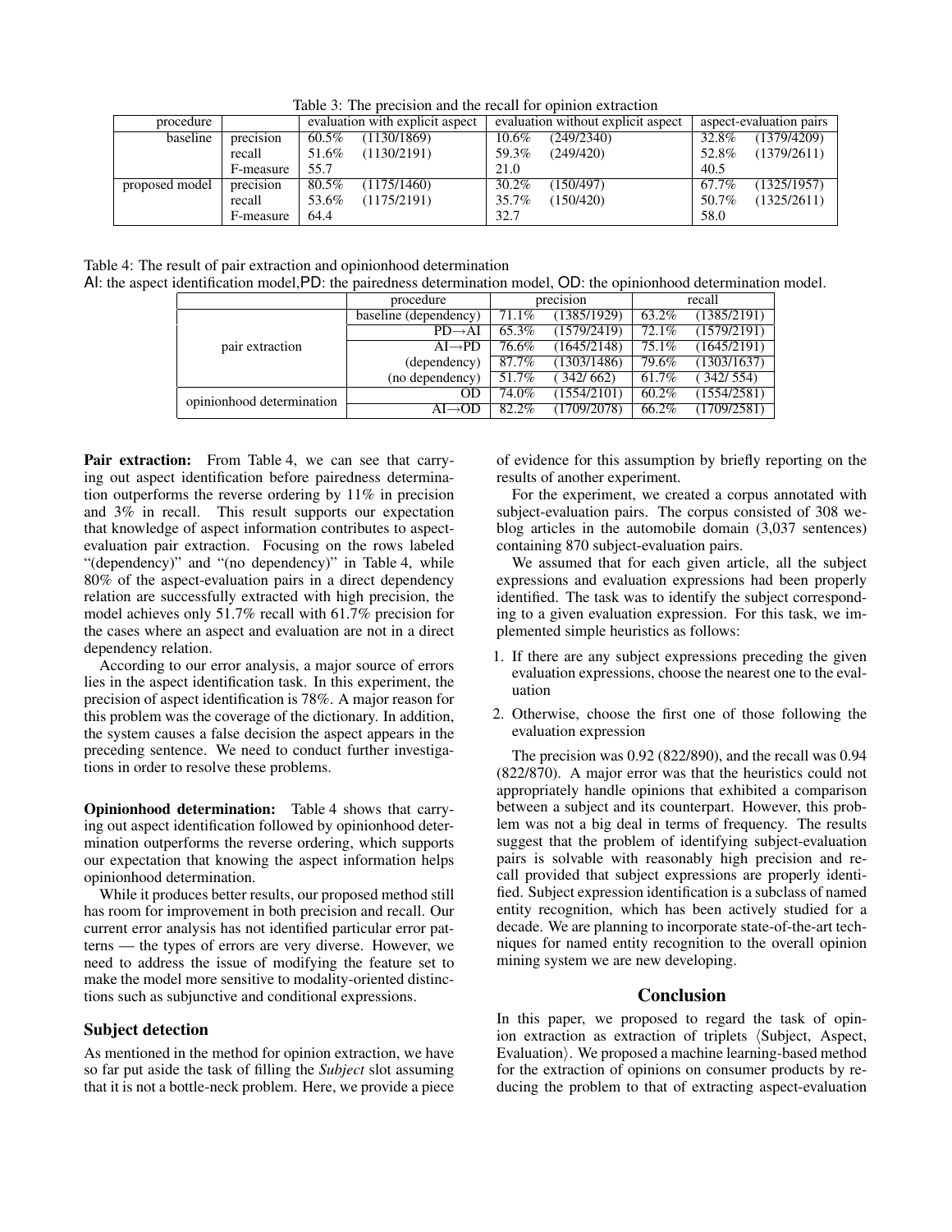Table 3: The precision and the recall for opinion extraction

| procedure | | evaluation with explicit aspect | | evaluation without explicit aspect | | aspect-evaluation pairs | |
|---|---|---|---|---|---|---|---|
| baseline | precision | 60.5% | (1130/1869) | 10.6% | (249/2340) | 32.8% | (1379/4209) |
| | recall | 51.6% | (1130/2191) | 59.3% | (249/420) | 52.8% | (1379/2611) |
| | F-measure | 55.7 | | 21.0 | | 40.5 | |
| proposed model | precision | 80.5% | (1175/1460) | 30.2% | (150/497) | 67.7% | (1325/1957) |
| | recall | 53.6% | (1175/2191) | 35.7% | (150/420) | 50.7% | (1325/2611) |
| | F-measure | 64.4 | | 32.7 | | 58.0 | |

Table 4: The result of pair extraction and opinionhood determination
AI: the aspect identification model, PD: the pairedness determination model, OD: the opinionhood determination model.

| | procedure | precision | | recall | |
|---|---|---|---|---|---|
| pair extraction | baseline (dependency) | 71.1% | (1385/1929) | 63.2% | (1385/2191) |
| | PD→AI | 65.3% | (1579/2419) | 72.1% | (1579/2191) |
| | AI→PD | 76.6% | (1645/2148) | 75.1% | (1645/2191) |
| | (dependency) | 87.7% | (1303/1486) | 79.6% | (1303/1637) |
| | (no dependency) | 51.7% | ( 342/ 662) | 61.7% | ( 342/ 554) |
| opinionhood determination | OD | 74.0% | (1554/2101) | 60.2% | (1554/2581) |
| | AI→OD | 82.2% | (1709/2078) | 66.2% | (1709/2581) |

**Pair extraction:** From Table 4, we can see that carrying out aspect identification before pairedness determination outperforms the reverse ordering by 11% in precision and 3% in recall. This result supports our expectation that knowledge of aspect information contributes to aspect-evaluation pair extraction. Focusing on the rows labeled "(dependency)" and "(no dependency)" in Table 4, while 80% of the aspect-evaluation pairs in a direct dependency relation are successfully extracted with high precision, the model achieves only 51.7% recall with 61.7% precision for the cases where an aspect and evaluation are not in a direct dependency relation.

According to our error analysis, a major source of errors lies in the aspect identification task. In this experiment, the precision of aspect identification is 78%. A major reason for this problem was the coverage of the dictionary. In addition, the system causes a false decision the aspect appears in the preceding sentence. We need to conduct further investigations in order to resolve these problems.

**Opinionhood determination:** Table 4 shows that carrying out aspect identification followed by opinionhood determination outperforms the reverse ordering, which supports our expectation that knowing the aspect information helps opinionhood determination.

While it produces better results, our proposed method still has room for improvement in both precision and recall. Our current error analysis has not identified particular error patterns — the types of errors are very diverse. However, we need to address the issue of modifying the feature set to make the model more sensitive to modality-oriented distinctions such as subjunctive and conditional expressions.

## Subject detection

As mentioned in the method for opinion extraction, we have so far put aside the task of filling the *Subject* slot assuming that it is not a bottle-neck problem. Here, we provide a piece of evidence for this assumption by briefly reporting on the results of another experiment.

For the experiment, we created a corpus annotated with subject-evaluation pairs. The corpus consisted of 308 weblog articles in the automobile domain (3,037 sentences) containing 870 subject-evaluation pairs.

We assumed that for each given article, all the subject expressions and evaluation expressions had been properly identified. The task was to identify the subject corresponding to a given evaluation expression. For this task, we implemented simple heuristics as follows:

1. If there are any subject expressions preceding the given evaluation expressions, choose the nearest one to the evaluation
2. Otherwise, choose the first one of those following the evaluation expression

The precision was 0.92 (822/890), and the recall was 0.94 (822/870). A major error was that the heuristics could not appropriately handle opinions that exhibited a comparison between a subject and its counterpart. However, this problem was not a big deal in terms of frequency. The results suggest that the problem of identifying subject-evaluation pairs is solvable with reasonably high precision and recall provided that subject expressions are properly identified. Subject expression identification is a subclass of named entity recognition, which has been actively studied for a decade. We are planning to incorporate state-of-the-art techniques for named entity recognition to the overall opinion mining system we are new developing.

## Conclusion

In this paper, we proposed to regard the task of opinion extraction as extraction of triplets ⟨Subject, Aspect, Evaluation⟩. We proposed a machine learning-based method for the extraction of opinions on consumer products by reducing the problem to that of extracting aspect-evaluation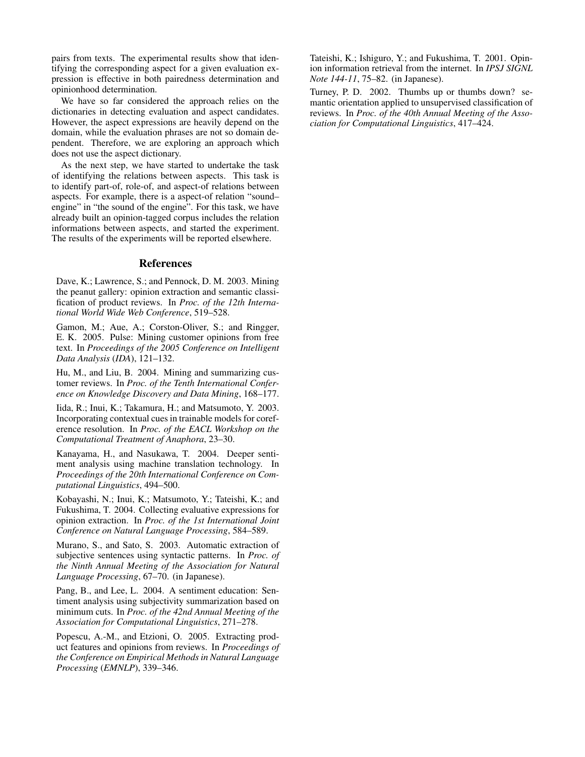pairs from texts. The experimental results show that identifying the corresponding aspect for a given evaluation expression is effective in both pairedness determination and opinionhood determination.

We have so far considered the approach relies on the dictionaries in detecting evaluation and aspect candidates. However, the aspect expressions are heavily depend on the domain, while the evaluation phrases are not so domain dependent. Therefore, we are exploring an approach which does not use the aspect dictionary.

As the next step, we have started to undertake the task of identifying the relations between aspects. This task is to identify part-of, role-of, and aspect-of relations between aspects. For example, there is a aspect-of relation "sound–engine" in "the sound of the engine". For this task, we have already built an opinion-tagged corpus includes the relation informations between aspects, and started the experiment. The results of the experiments will be reported elsewhere.

## References

Dave, K.; Lawrence, S.; and Pennock, D. M. 2003. Mining the peanut gallery: opinion extraction and semantic classification of product reviews. In *Proc. of the 12th International World Wide Web Conference*, 519–528.

Gamon, M.; Aue, A.; Corston-Oliver, S.; and Ringger, E. K. 2005. Pulse: Mining customer opinions from free text. In *Proceedings of the 2005 Conference on Intelligent Data Analysis* (*IDA*), 121–132.

Hu, M., and Liu, B. 2004. Mining and summarizing customer reviews. In *Proc. of the Tenth International Conference on Knowledge Discovery and Data Mining*, 168–177.

Iida, R.; Inui, K.; Takamura, H.; and Matsumoto, Y. 2003. Incorporating contextual cues in trainable models for coreference resolution. In *Proc. of the EACL Workshop on the Computational Treatment of Anaphora*, 23–30.

Kanayama, H., and Nasukawa, T. 2004. Deeper sentiment analysis using machine translation technology. In *Proceedings of the 20th International Conference on Computational Linguistics*, 494–500.

Kobayashi, N.; Inui, K.; Matsumoto, Y.; Tateishi, K.; and Fukushima, T. 2004. Collecting evaluative expressions for opinion extraction. In *Proc. of the 1st International Joint Conference on Natural Language Processing*, 584–589.

Murano, S., and Sato, S. 2003. Automatic extraction of subjective sentences using syntactic patterns. In *Proc. of the Ninth Annual Meeting of the Association for Natural Language Processing*, 67–70. (in Japanese).

Pang, B., and Lee, L. 2004. A sentiment education: Sentiment analysis using subjectivity summarization based on minimum cuts. In *Proc. of the 42nd Annual Meeting of the Association for Computational Linguistics*, 271–278.

Popescu, A.-M., and Etzioni, O. 2005. Extracting product features and opinions from reviews. In *Proceedings of the Conference on Empirical Methods in Natural Language Processing* (*EMNLP*), 339–346.

Tateishi, K.; Ishiguro, Y.; and Fukushima, T. 2001. Opinion information retrieval from the internet. In *IPSJ SIGNL Note 144-11*, 75–82. (in Japanese).

Turney, P. D. 2002. Thumbs up or thumbs down? semantic orientation applied to unsupervised classification of reviews. In *Proc. of the 40th Annual Meeting of the Association for Computational Linguistics*, 417–424.